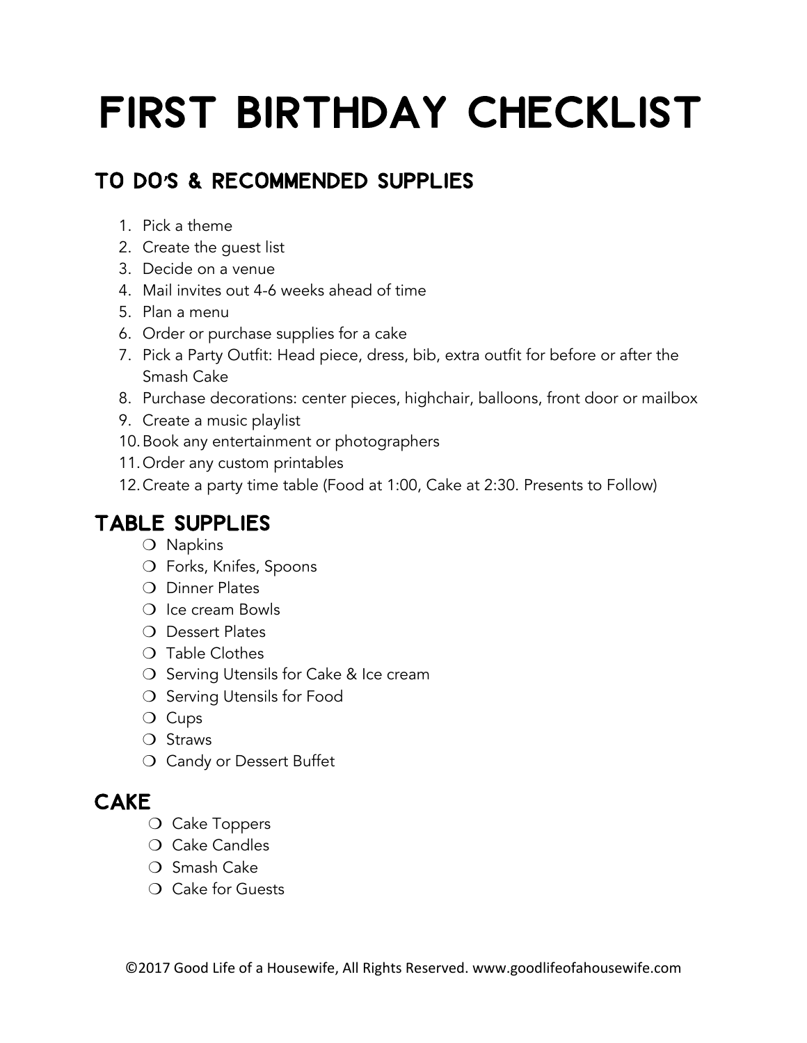# FIRST BIRTHDAY CHECKLIST

## TO DO'S & RECOMMENDED SUPPLIES

1. Pick a theme
2. Create the guest list
3. Decide on a venue
4. Mail invites out 4-6 weeks ahead of time
5. Plan a menu
6. Order or purchase supplies for a cake
7. Pick a Party Outfit: Head piece, dress, bib, extra outfit for before or after the Smash Cake
8. Purchase decorations: center pieces, highchair, balloons, front door or mailbox
9. Create a music playlist
10. Book any entertainment or photographers
11. Order any custom printables
12. Create a party time table (Food at 1:00, Cake at 2:30. Presents to Follow)

## TABLE SUPPLIES

- ❍ Napkins
- ❍ Forks, Knifes, Spoons
- ❍ Dinner Plates
- ❍ Ice cream Bowls
- ❍ Dessert Plates
- ❍ Table Clothes
- ❍ Serving Utensils for Cake & Ice cream
- ❍ Serving Utensils for Food
- ❍ Cups
- ❍ Straws
- ❍ Candy or Dessert Buffet

## CAKE

- ❍ Cake Toppers
- ❍ Cake Candles
- ❍ Smash Cake
- ❍ Cake for Guests

©2017 Good Life of a Housewife, All Rights Reserved. www.goodlifeofahousewife.com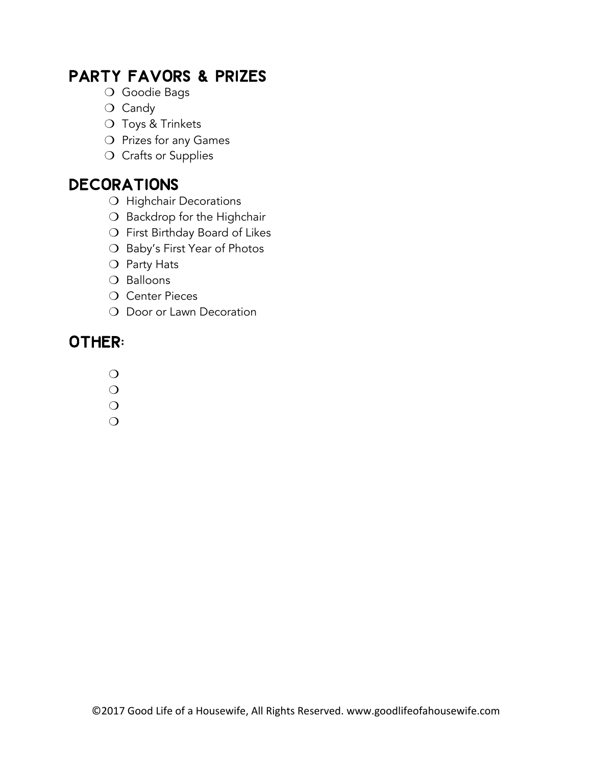## PARTY FAVORS & PRIZES

- ❍ Goodie Bags
- ❍ Candy
- ❍ Toys & Trinkets
- ❍ Prizes for any Games
- ❍ Crafts or Supplies

## DECORATIONS

- ❍ Highchair Decorations
- ❍ Backdrop for the Highchair
- ❍ First Birthday Board of Likes
- ❍ Baby's First Year of Photos
- ❍ Party Hats
- ❍ Balloons
- ❍ Center Pieces
- ❍ Door or Lawn Decoration

## OTHER:

- ❍
- ❍
- ❍
- ❍

©2017 Good Life of a Housewife, All Rights Reserved. www.goodlifeofahousewife.com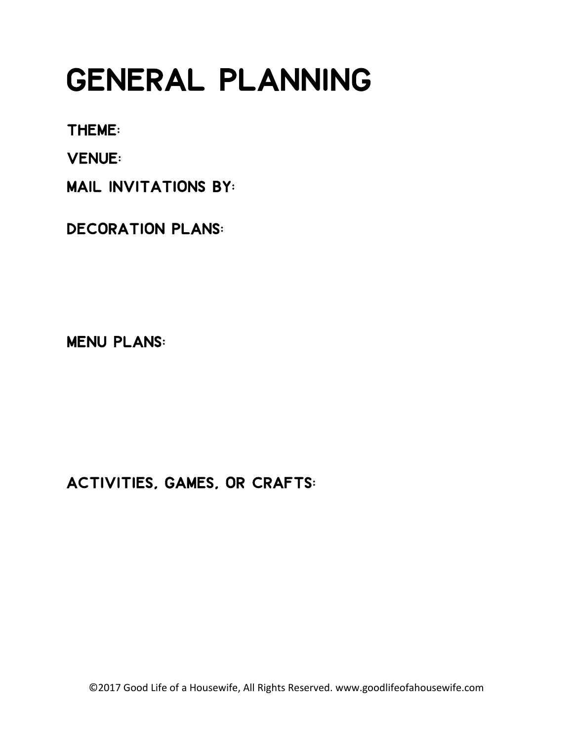# GENERAL PLANNING

**THEME:**

**VENUE:**

**MAIL INVITATIONS BY:**

**DECORATION PLANS:**

**MENU PLANS:**

**ACTIVITIES, GAMES, OR CRAFTS:**

©2017 Good Life of a Housewife, All Rights Reserved. www.goodlifeofahousewife.com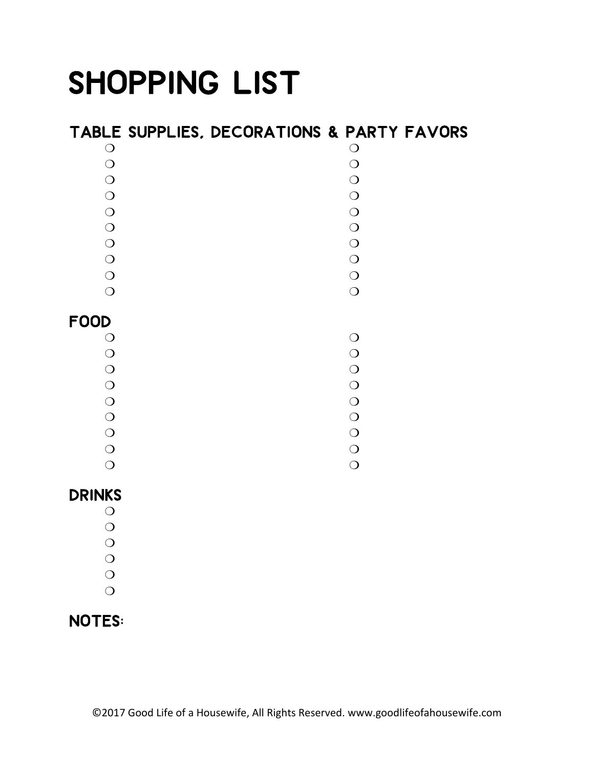# SHOPPING LIST

## TABLE SUPPLIES, DECORATIONS & PARTY FAVORS

- ❍
- ❍
- ❍
- ❍
- ❍
- ❍
- ❍
- ❍
- ❍
- ❍
- ❍
- ❍
- ❍
- ❍
- ❍
- ❍
- ❍
- ❍
- ❍
- ❍

## FOOD

- ❍
- ❍
- ❍
- ❍
- ❍
- ❍
- ❍
- ❍
- ❍
- ❍
- ❍
- ❍
- ❍
- ❍
- ❍
- ❍
- ❍
- ❍

## DRINKS

- ❍
- ❍
- ❍
- ❍
- ❍
- ❍

## NOTES:

©2017 Good Life of a Housewife, All Rights Reserved. www.goodlifeofahousewife.com